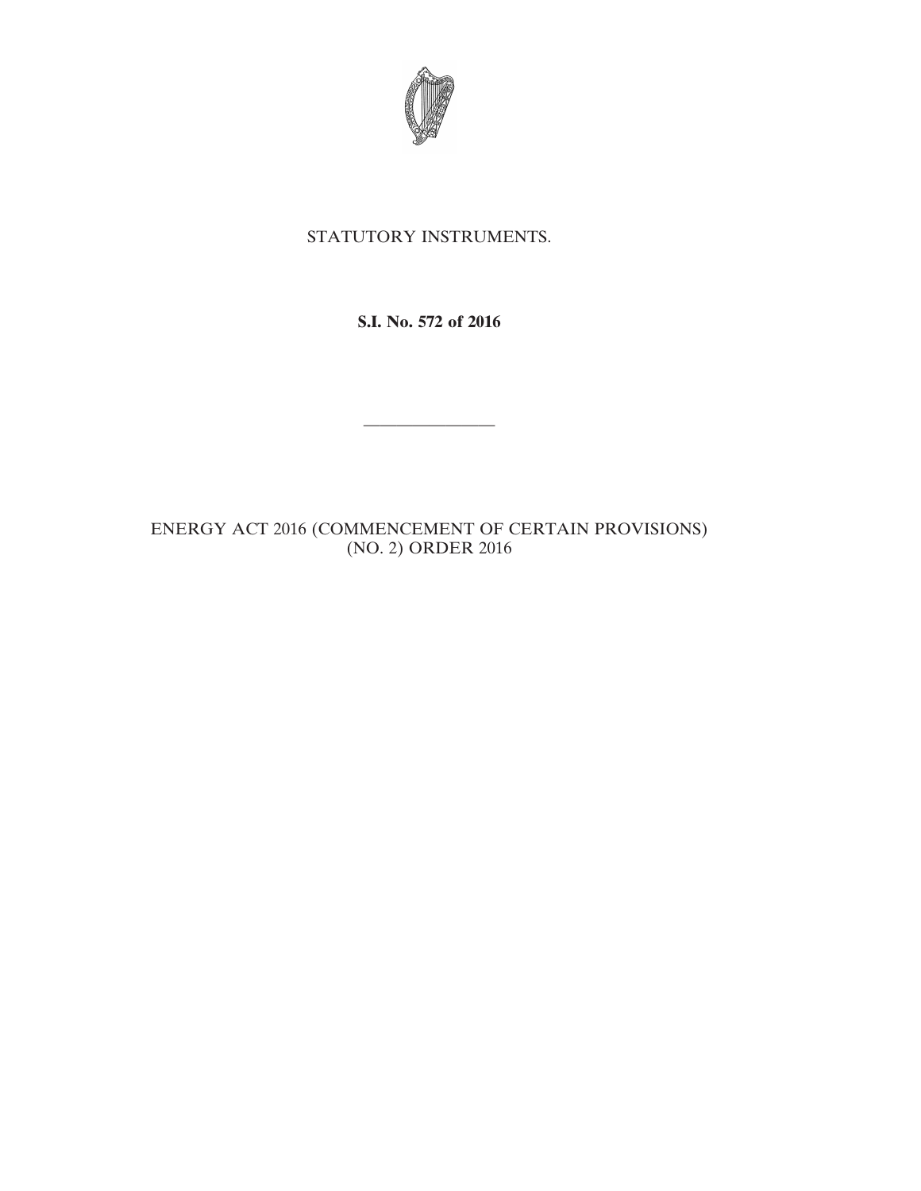STATUTORY INSTRUMENTS.

**S.I. No. 572 of 2016**

---

ENERGY ACT 2016 (COMMENCEMENT OF CERTAIN PROVISIONS) (NO. 2) ORDER 2016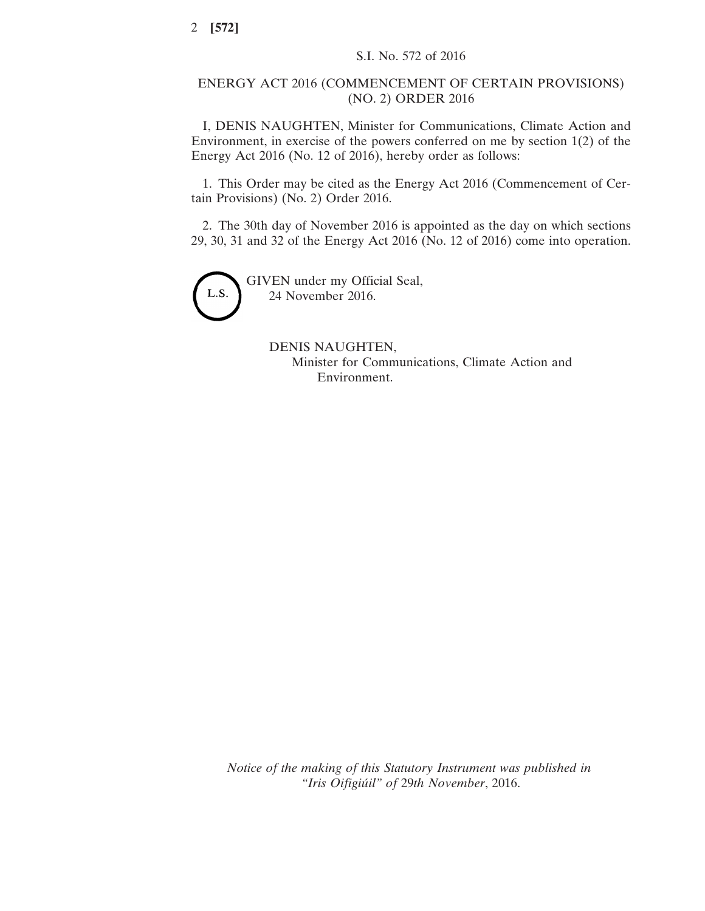S.I. No. 572 of 2016

# ENERGY ACT 2016 (COMMENCEMENT OF CERTAIN PROVISIONS) (NO. 2) ORDER 2016

I, DENIS NAUGHTEN, Minister for Communications, Climate Action and Environment, in exercise of the powers conferred on me by section 1(2) of the Energy Act 2016 (No. 12 of 2016), hereby order as follows:

1. This Order may be cited as the Energy Act 2016 (Commencement of Certain Provisions) (No. 2) Order 2016.

2. The 30th day of November 2016 is appointed as the day on which sections 29, 30, 31 and 32 of the Energy Act 2016 (No. 12 of 2016) come into operation.

L.S.

GIVEN under my Official Seal,
24 November 2016.

DENIS NAUGHTEN,
Minister for Communications, Climate Action and Environment.

*Notice of the making of this Statutory Instrument was published in "Iris Oifigiúil" of* 29*th November*, 2016.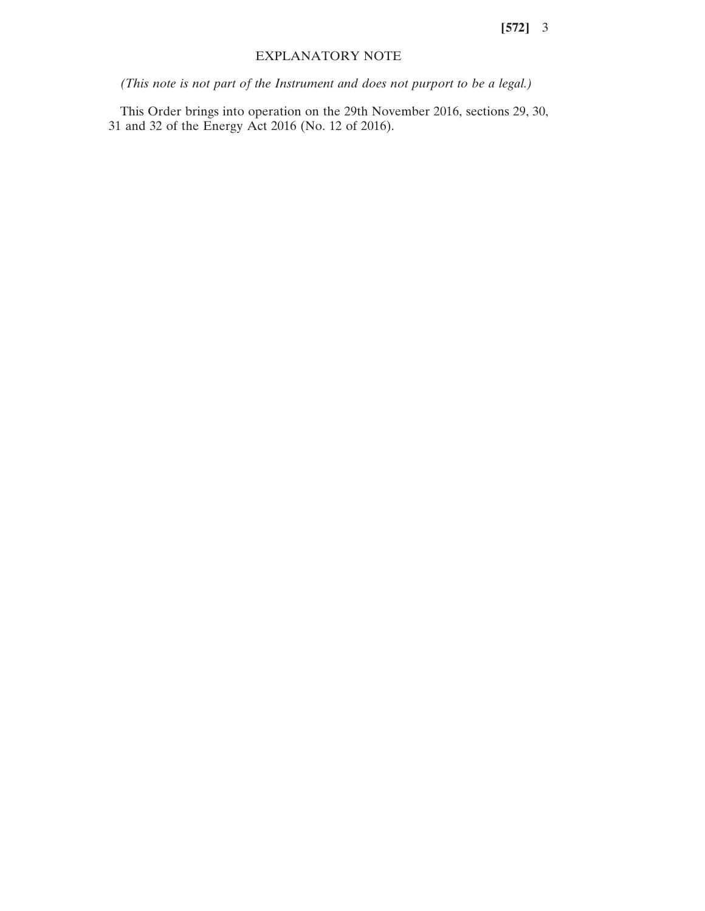## EXPLANATORY NOTE

*(This note is not part of the Instrument and does not purport to be a legal.)*

This Order brings into operation on the 29th November 2016, sections 29, 30, 31 and 32 of the Energy Act 2016 (No. 12 of 2016).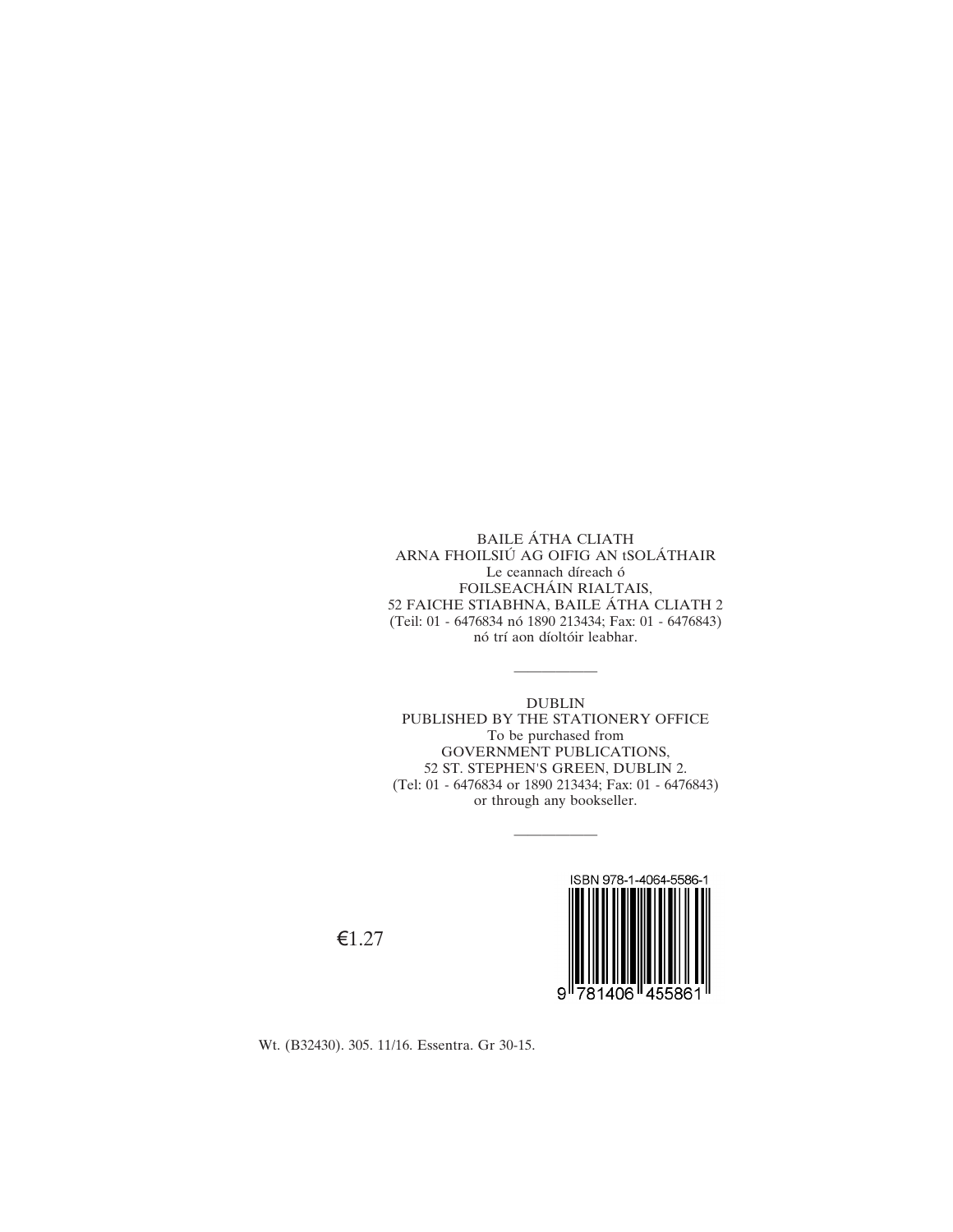BAILE ÁTHA CLIATH
ARNA FHOILSIÚ AG OIFIG AN tSOLÁTHAIR
Le ceannach díreach ó
FOILSEACHÁIN RIALTAIS,
52 FAICHE STIABHNA, BAILE ÁTHA CLIATH 2
(Teil: 01 - 6476834 nó 1890 213434; Fax: 01 - 6476843)
nó trí aon díoltóir leabhar.

---

DUBLIN
PUBLISHED BY THE STATIONERY OFFICE
To be purchased from
GOVERNMENT PUBLICATIONS,
52 ST. STEPHEN'S GREEN, DUBLIN 2.
(Tel: 01 - 6476834 or 1890 213434; Fax: 01 - 6476843)
or through any bookseller.

---

€1.27

ISBN 978-1-4064-5586-1

9 781406 455861

Wt. (B32430). 305. 11/16. Essentra. Gr 30-15.